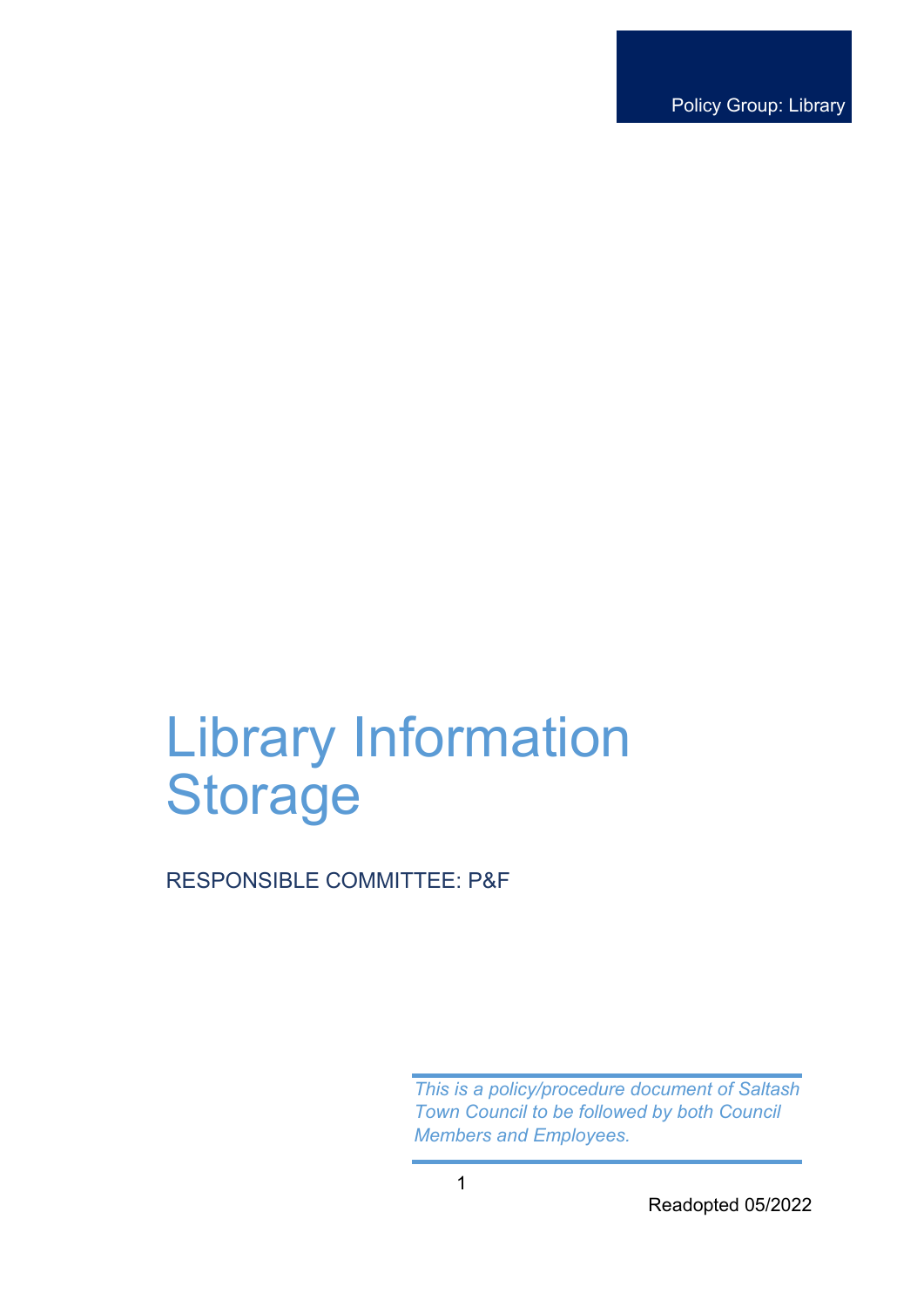Policy Group: Library

# Library Information Storage

RESPONSIBLE COMMITTEE: P&F

*This is a policy/procedure document of Saltash Town Council to be followed by both Council Members and Employees.*

Readopted 05/2022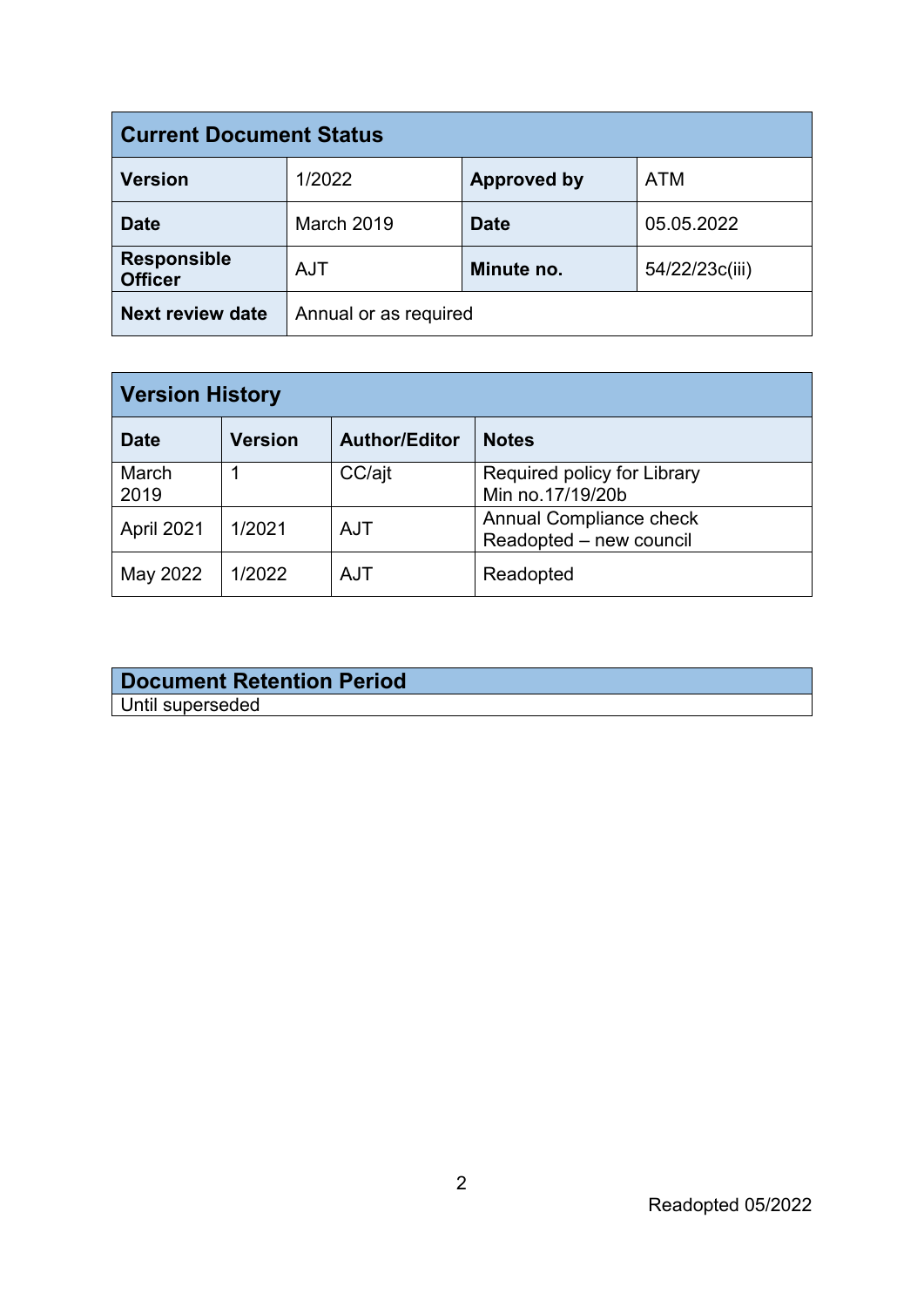| Current Document Status | | | |
|---|---|---|---|
| **Version** | 1/2022 | **Approved by** | ATM |
| **Date** | March 2019 | **Date** | 05.05.2022 |
| **Responsible Officer** | AJT | **Minute no.** | 54/22/23c(iii) |
| **Next review date** | Annual or as required | | |

| Version History | | | |
|---|---|---|---|
| **Date** | **Version** | **Author/Editor** | **Notes** |
| March 2019 | 1 | CC/ajt | Required policy for Library Min no.17/19/20b |
| April 2021 | 1/2021 | AJT | Annual Compliance check Readopted – new council |
| May 2022 | 1/2022 | AJT | Readopted |

| Document Retention Period |
|---|
| Until superseded |

Readopted 05/2022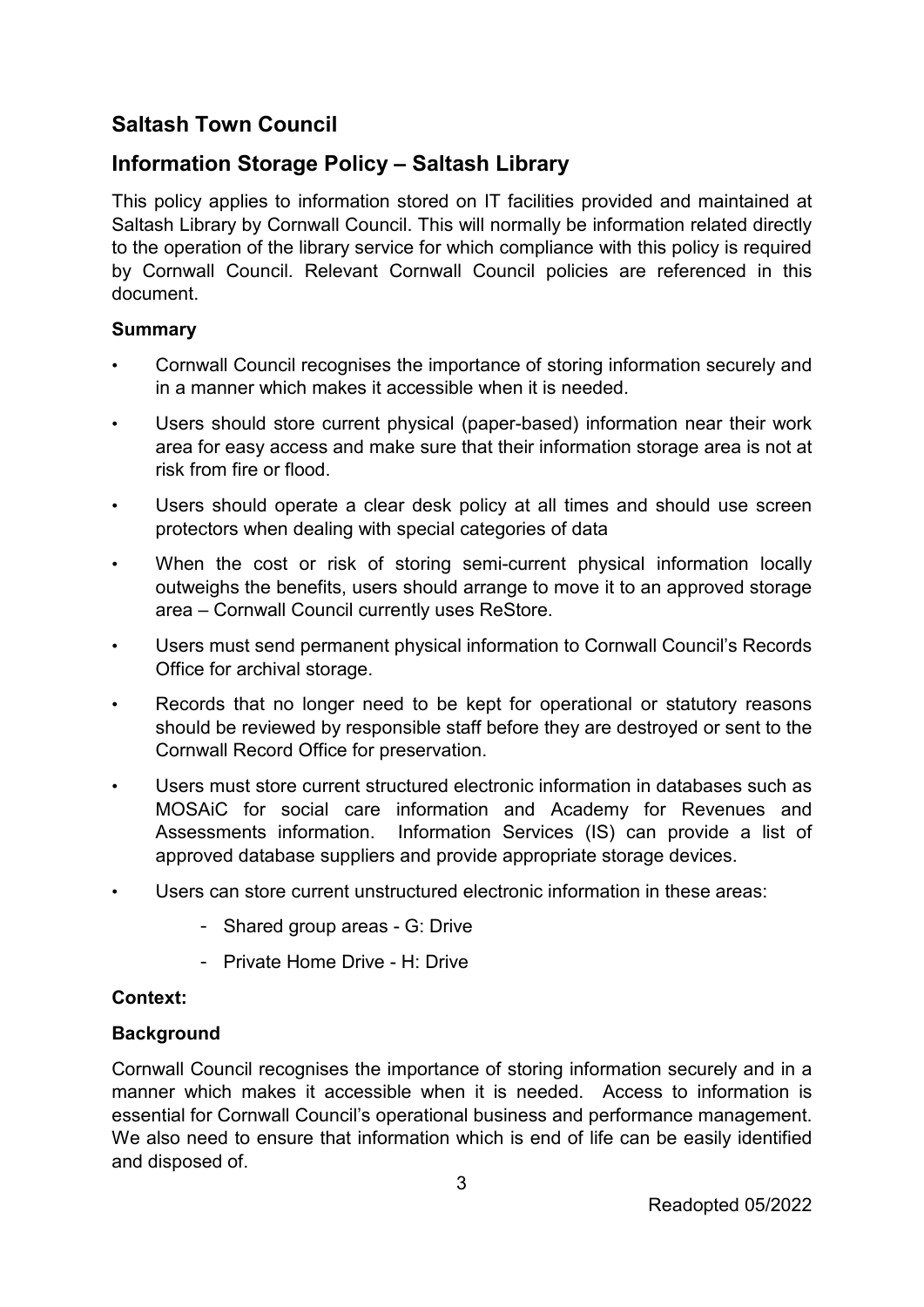## Saltash Town Council

## Information Storage Policy – Saltash Library

This policy applies to information stored on IT facilities provided and maintained at Saltash Library by Cornwall Council. This will normally be information related directly to the operation of the library service for which compliance with this policy is required by Cornwall Council. Relevant Cornwall Council policies are referenced in this document.

**Summary**

- Cornwall Council recognises the importance of storing information securely and in a manner which makes it accessible when it is needed.
- Users should store current physical (paper-based) information near their work area for easy access and make sure that their information storage area is not at risk from fire or flood.
- Users should operate a clear desk policy at all times and should use screen protectors when dealing with special categories of data
- When the cost or risk of storing semi-current physical information locally outweighs the benefits, users should arrange to move it to an approved storage area – Cornwall Council currently uses ReStore.
- Users must send permanent physical information to Cornwall Council's Records Office for archival storage.
- Records that no longer need to be kept for operational or statutory reasons should be reviewed by responsible staff before they are destroyed or sent to the Cornwall Record Office for preservation.
- Users must store current structured electronic information in databases such as MOSAiC for social care information and Academy for Revenues and Assessments information. Information Services (IS) can provide a list of approved database suppliers and provide appropriate storage devices.
- Users can store current unstructured electronic information in these areas:
    - Shared group areas - G: Drive
    - Private Home Drive - H: Drive

**Context:**

**Background**

Cornwall Council recognises the importance of storing information securely and in a manner which makes it accessible when it is needed. Access to information is essential for Cornwall Council's operational business and performance management. We also need to ensure that information which is end of life can be easily identified and disposed of.

Readopted 05/2022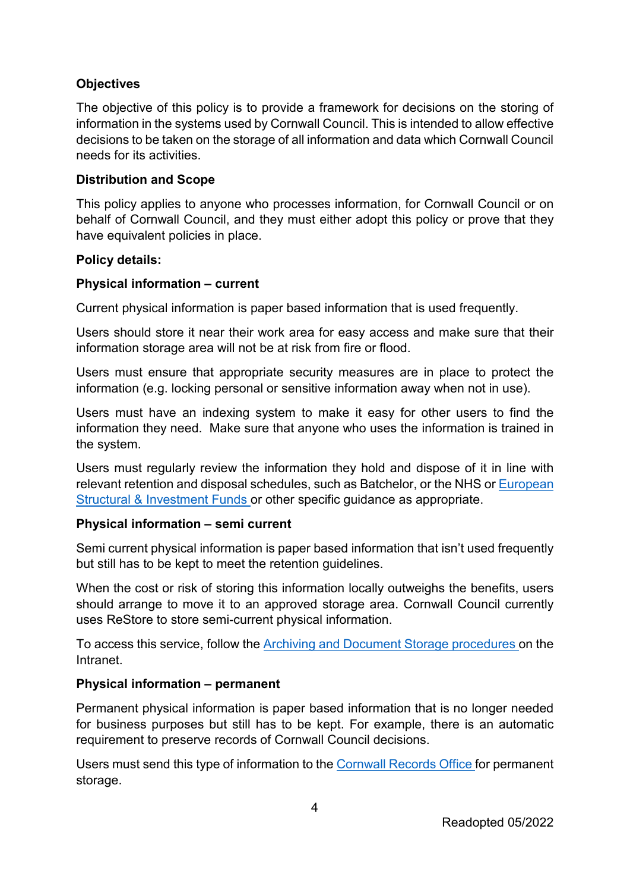**Objectives**

The objective of this policy is to provide a framework for decisions on the storing of information in the systems used by Cornwall Council. This is intended to allow effective decisions to be taken on the storage of all information and data which Cornwall Council needs for its activities.

**Distribution and Scope**

This policy applies to anyone who processes information, for Cornwall Council or on behalf of Cornwall Council, and they must either adopt this policy or prove that they have equivalent policies in place.

**Policy details:**

**Physical information – current**

Current physical information is paper based information that is used frequently.

Users should store it near their work area for easy access and make sure that their information storage area will not be at risk from fire or flood.

Users must ensure that appropriate security measures are in place to protect the information (e.g. locking personal or sensitive information away when not in use).

Users must have an indexing system to make it easy for other users to find the information they need. Make sure that anyone who uses the information is trained in the system.

Users must regularly review the information they hold and dispose of it in line with relevant retention and disposal schedules, such as Batchelor, or the NHS or European Structural & Investment Funds or other specific guidance as appropriate.

**Physical information – semi current**

Semi current physical information is paper based information that isn't used frequently but still has to be kept to meet the retention guidelines.

When the cost or risk of storing this information locally outweighs the benefits, users should arrange to move it to an approved storage area. Cornwall Council currently uses ReStore to store semi-current physical information.

To access this service, follow the Archiving and Document Storage procedures on the Intranet.

**Physical information – permanent**

Permanent physical information is paper based information that is no longer needed for business purposes but still has to be kept. For example, there is an automatic requirement to preserve records of Cornwall Council decisions.

Users must send this type of information to the Cornwall Records Office for permanent storage.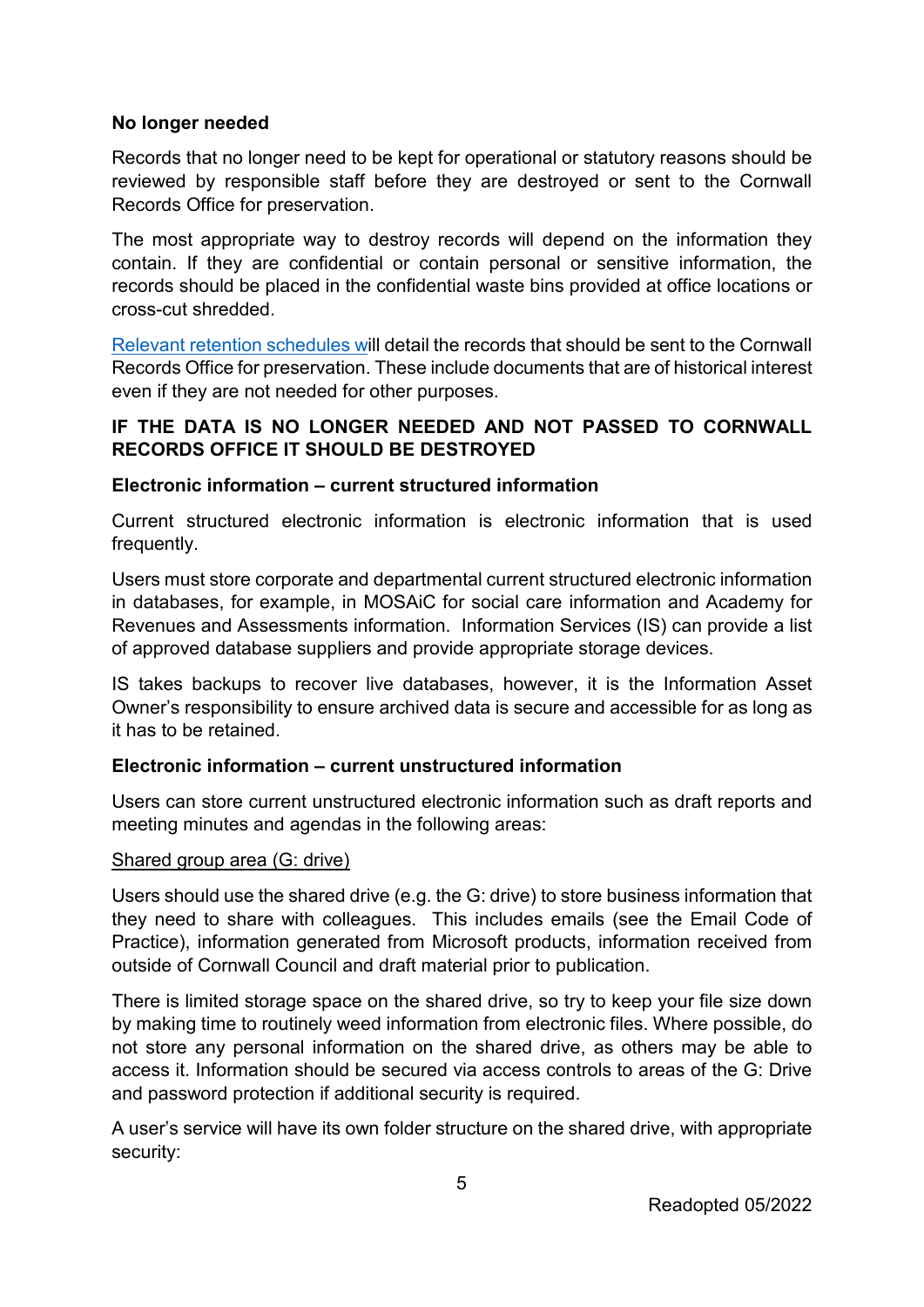**No longer needed**

Records that no longer need to be kept for operational or statutory reasons should be reviewed by responsible staff before they are destroyed or sent to the Cornwall Records Office for preservation.

The most appropriate way to destroy records will depend on the information they contain. If they are confidential or contain personal or sensitive information, the records should be placed in the confidential waste bins provided at office locations or cross-cut shredded.

Relevant retention schedules will detail the records that should be sent to the Cornwall Records Office for preservation. These include documents that are of historical interest even if they are not needed for other purposes.

**IF THE DATA IS NO LONGER NEEDED AND NOT PASSED TO CORNWALL RECORDS OFFICE IT SHOULD BE DESTROYED**

**Electronic information – current structured information**

Current structured electronic information is electronic information that is used frequently.

Users must store corporate and departmental current structured electronic information in databases, for example, in MOSAiC for social care information and Academy for Revenues and Assessments information. Information Services (IS) can provide a list of approved database suppliers and provide appropriate storage devices.

IS takes backups to recover live databases, however, it is the Information Asset Owner's responsibility to ensure archived data is secure and accessible for as long as it has to be retained.

**Electronic information – current unstructured information**

Users can store current unstructured electronic information such as draft reports and meeting minutes and agendas in the following areas:

Shared group area (G: drive)

Users should use the shared drive (e.g. the G: drive) to store business information that they need to share with colleagues. This includes emails (see the Email Code of Practice), information generated from Microsoft products, information received from outside of Cornwall Council and draft material prior to publication.

There is limited storage space on the shared drive, so try to keep your file size down by making time to routinely weed information from electronic files. Where possible, do not store any personal information on the shared drive, as others may be able to access it. Information should be secured via access controls to areas of the G: Drive and password protection if additional security is required.

A user's service will have its own folder structure on the shared drive, with appropriate security: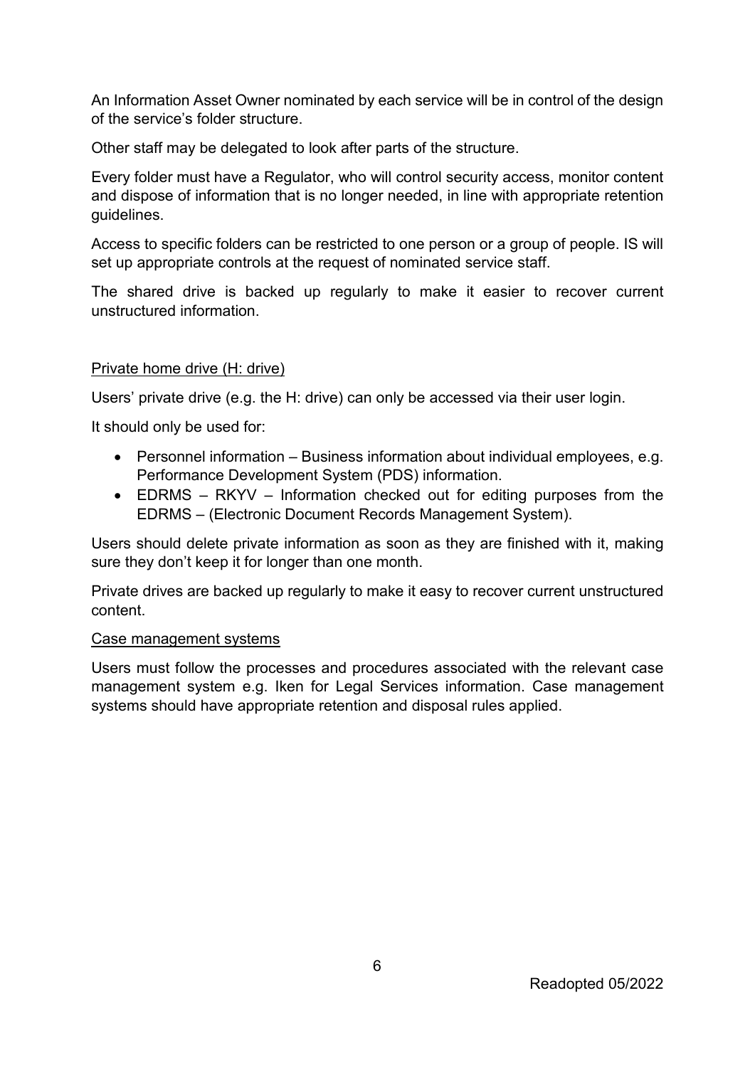An Information Asset Owner nominated by each service will be in control of the design of the service's folder structure.

Other staff may be delegated to look after parts of the structure.

Every folder must have a Regulator, who will control security access, monitor content and dispose of information that is no longer needed, in line with appropriate retention guidelines.

Access to specific folders can be restricted to one person or a group of people. IS will set up appropriate controls at the request of nominated service staff.

The shared drive is backed up regularly to make it easier to recover current unstructured information.

<u>Private home drive (H: drive)</u>

Users' private drive (e.g. the H: drive) can only be accessed via their user login.

It should only be used for:

- Personnel information – Business information about individual employees, e.g. Performance Development System (PDS) information.
- EDRMS – RKYV – Information checked out for editing purposes from the EDRMS – (Electronic Document Records Management System).

Users should delete private information as soon as they are finished with it, making sure they don't keep it for longer than one month.

Private drives are backed up regularly to make it easy to recover current unstructured content.

<u>Case management systems</u>

Users must follow the processes and procedures associated with the relevant case management system e.g. Iken for Legal Services information. Case management systems should have appropriate retention and disposal rules applied.

Readopted 05/2022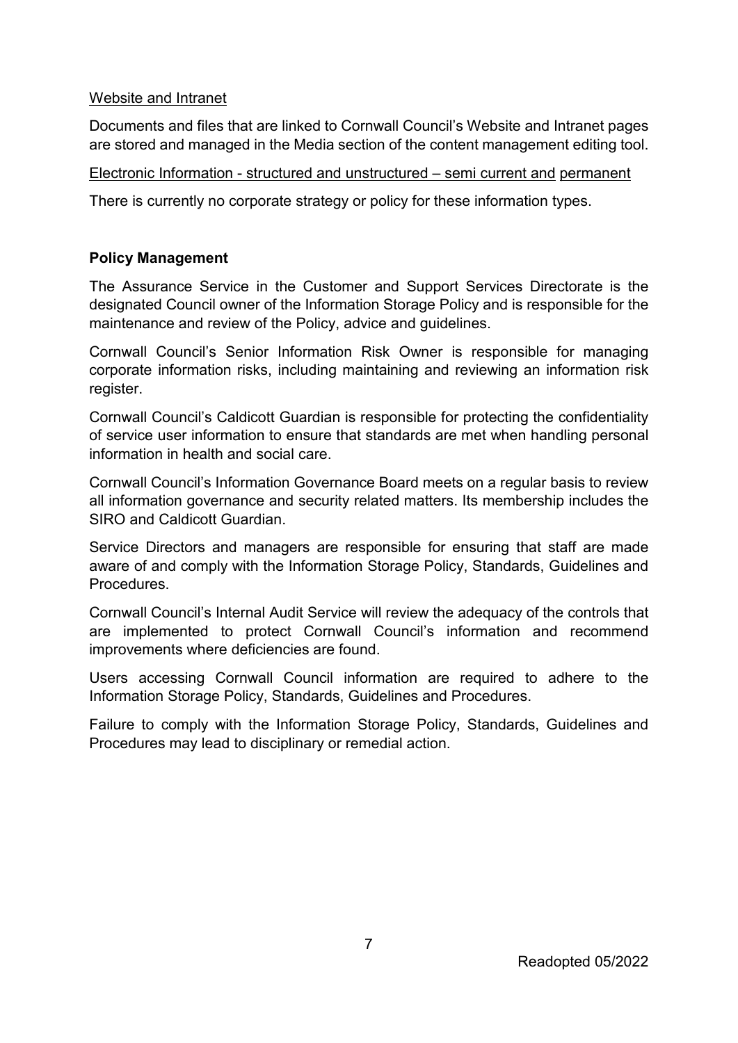Website and Intranet

Documents and files that are linked to Cornwall Council's Website and Intranet pages are stored and managed in the Media section of the content management editing tool.

Electronic Information - structured and unstructured – semi current and permanent

There is currently no corporate strategy or policy for these information types.

**Policy Management**

The Assurance Service in the Customer and Support Services Directorate is the designated Council owner of the Information Storage Policy and is responsible for the maintenance and review of the Policy, advice and guidelines.

Cornwall Council's Senior Information Risk Owner is responsible for managing corporate information risks, including maintaining and reviewing an information risk register.

Cornwall Council's Caldicott Guardian is responsible for protecting the confidentiality of service user information to ensure that standards are met when handling personal information in health and social care.

Cornwall Council's Information Governance Board meets on a regular basis to review all information governance and security related matters. Its membership includes the SIRO and Caldicott Guardian.

Service Directors and managers are responsible for ensuring that staff are made aware of and comply with the Information Storage Policy, Standards, Guidelines and Procedures.

Cornwall Council's Internal Audit Service will review the adequacy of the controls that are implemented to protect Cornwall Council's information and recommend improvements where deficiencies are found.

Users accessing Cornwall Council information are required to adhere to the Information Storage Policy, Standards, Guidelines and Procedures.

Failure to comply with the Information Storage Policy, Standards, Guidelines and Procedures may lead to disciplinary or remedial action.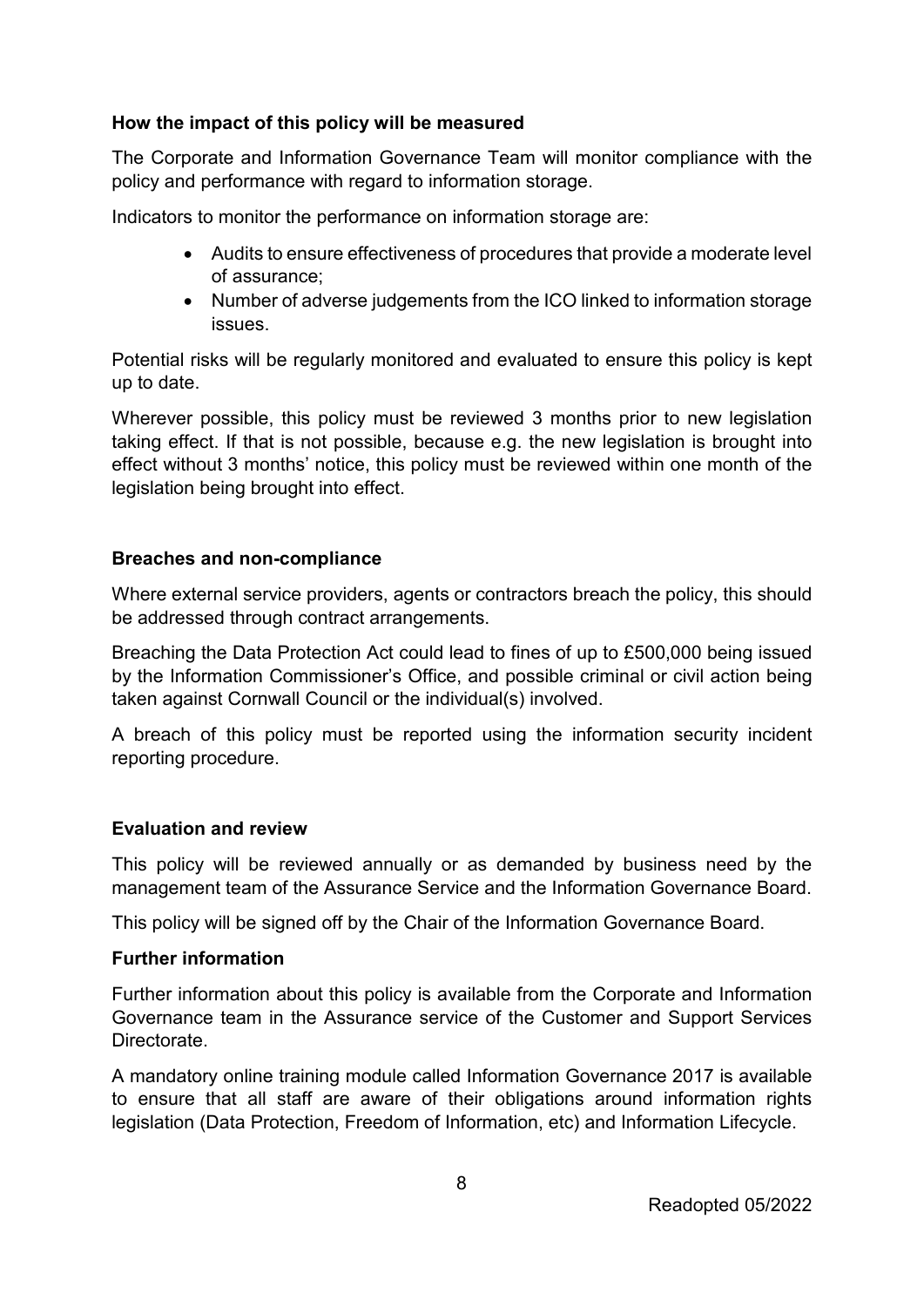**How the impact of this policy will be measured**

The Corporate and Information Governance Team will monitor compliance with the policy and performance with regard to information storage.

Indicators to monitor the performance on information storage are:

- Audits to ensure effectiveness of procedures that provide a moderate level of assurance;
- Number of adverse judgements from the ICO linked to information storage issues.

Potential risks will be regularly monitored and evaluated to ensure this policy is kept up to date.

Wherever possible, this policy must be reviewed 3 months prior to new legislation taking effect. If that is not possible, because e.g. the new legislation is brought into effect without 3 months' notice, this policy must be reviewed within one month of the legislation being brought into effect.

**Breaches and non-compliance**

Where external service providers, agents or contractors breach the policy, this should be addressed through contract arrangements.

Breaching the Data Protection Act could lead to fines of up to £500,000 being issued by the Information Commissioner's Office, and possible criminal or civil action being taken against Cornwall Council or the individual(s) involved.

A breach of this policy must be reported using the information security incident reporting procedure.

**Evaluation and review**

This policy will be reviewed annually or as demanded by business need by the management team of the Assurance Service and the Information Governance Board.

This policy will be signed off by the Chair of the Information Governance Board.

**Further information**

Further information about this policy is available from the Corporate and Information Governance team in the Assurance service of the Customer and Support Services Directorate.

A mandatory online training module called Information Governance 2017 is available to ensure that all staff are aware of their obligations around information rights legislation (Data Protection, Freedom of Information, etc) and Information Lifecycle.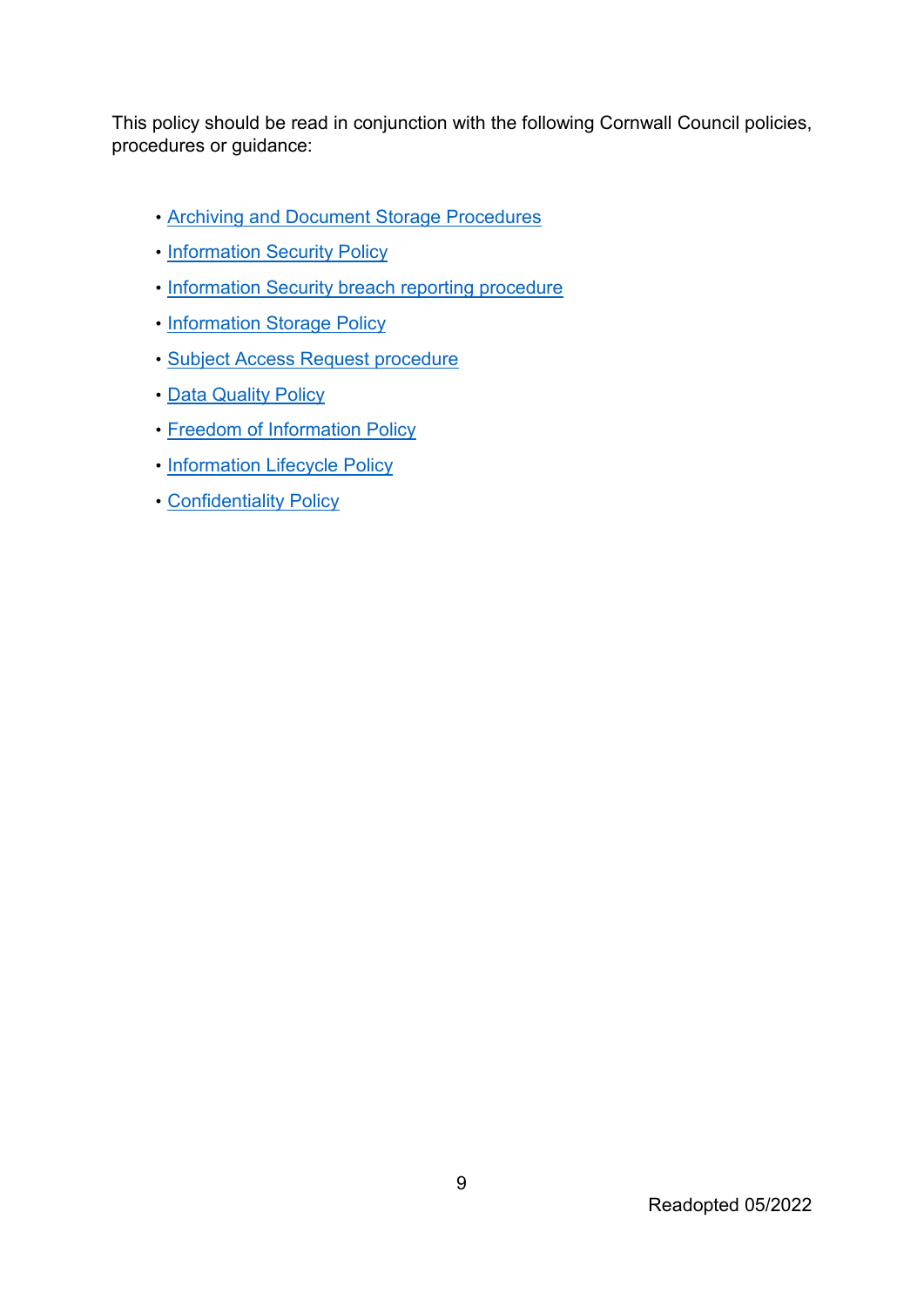This policy should be read in conjunction with the following Cornwall Council policies, procedures or guidance:

- Archiving and Document Storage Procedures
- Information Security Policy
- Information Security breach reporting procedure
- Information Storage Policy
- Subject Access Request procedure
- Data Quality Policy
- Freedom of Information Policy
- Information Lifecycle Policy
- Confidentiality Policy

Readopted 05/2022